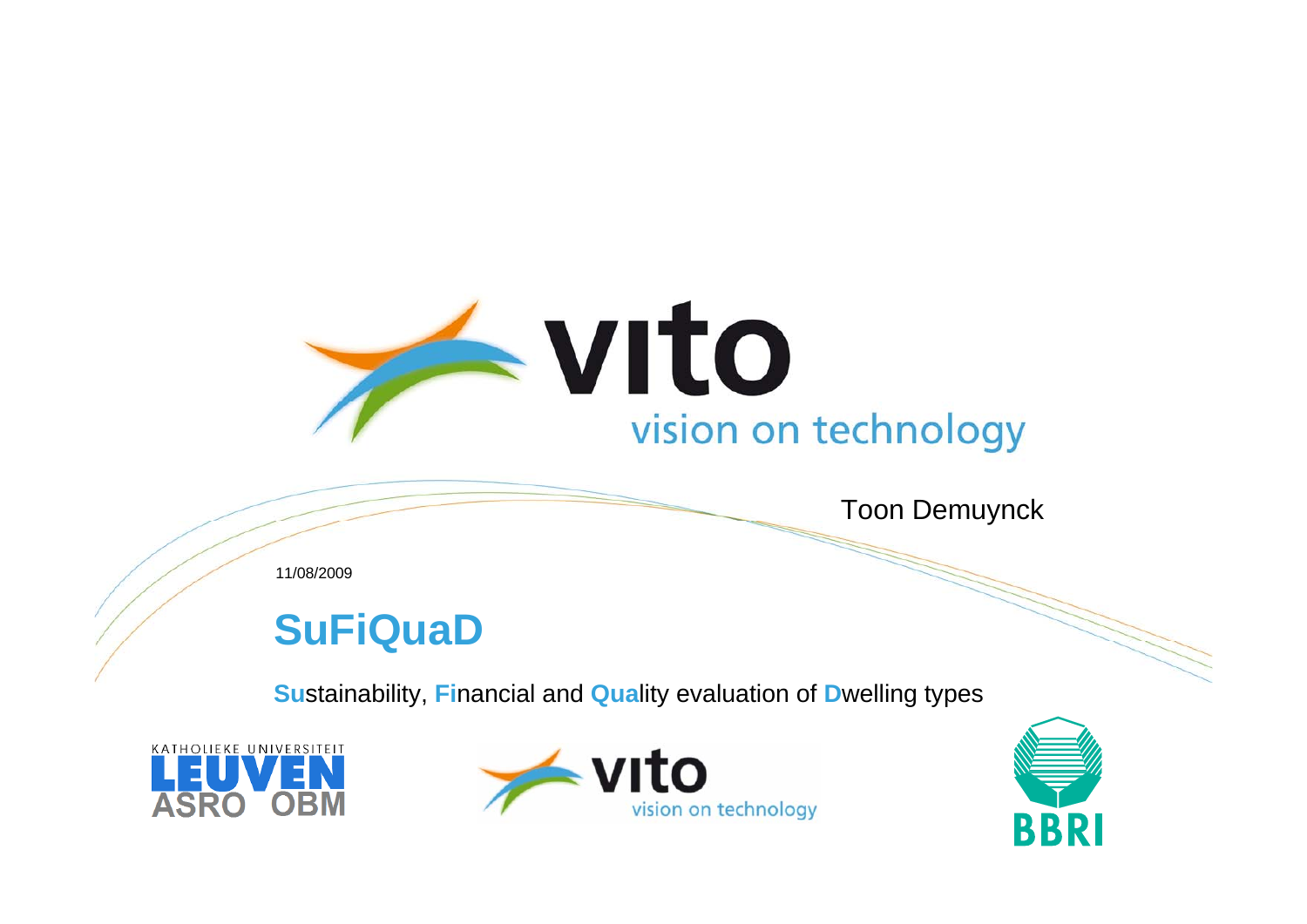vito

vision on technology

Toon Demuynck

11/08/2009

# SuFiQuaD

**Su**stainability, **Fi**nancial and **Qua**lity evaluation of **D**welling types

KATHOLIEKE UNIVERSITEIT LEUVEN ASRO OBM

vito vision on technology

BBRI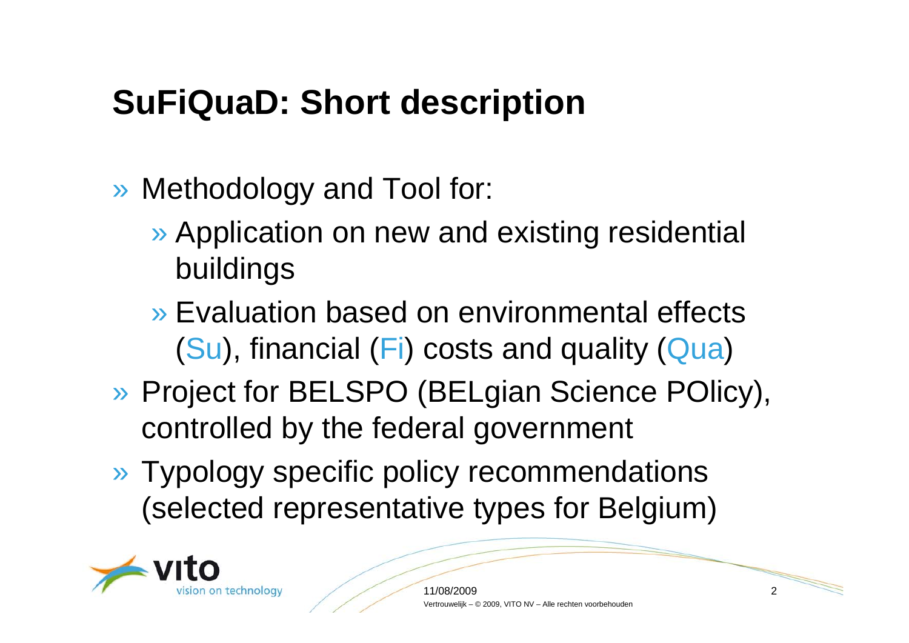# SuFiQuaD: Short description

- Methodology and Tool for:
  - Application on new and existing residential buildings
  - Evaluation based on environmental effects (Su), financial (Fi) costs and quality (Qua)
- Project for BELSPO (BELgian Science POlicy), controlled by the federal government
- Typology specific policy recommendations (selected representative types for Belgium)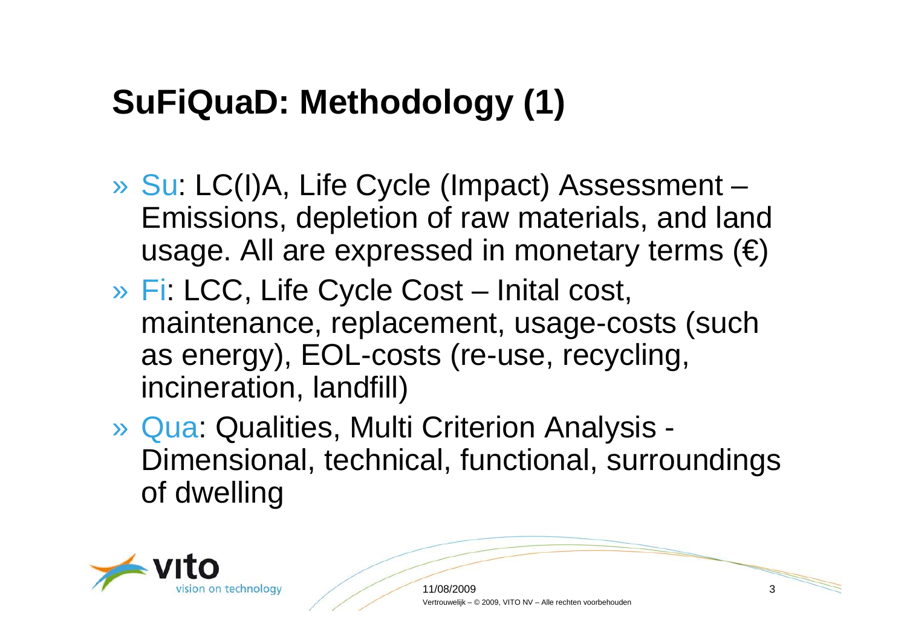# SuFiQuaD: Methodology (1)

- Su: LC(I)A, Life Cycle (Impact) Assessment – Emissions, depletion of raw materials, and land usage. All are expressed in monetary terms (€)
- Fi: LCC, Life Cycle Cost – Inital cost, maintenance, replacement, usage-costs (such as energy), EOL-costs (re-use, recycling, incineration, landfill)
- Qua: Qualities, Multi Criterion Analysis - Dimensional, technical, functional, surroundings of dwelling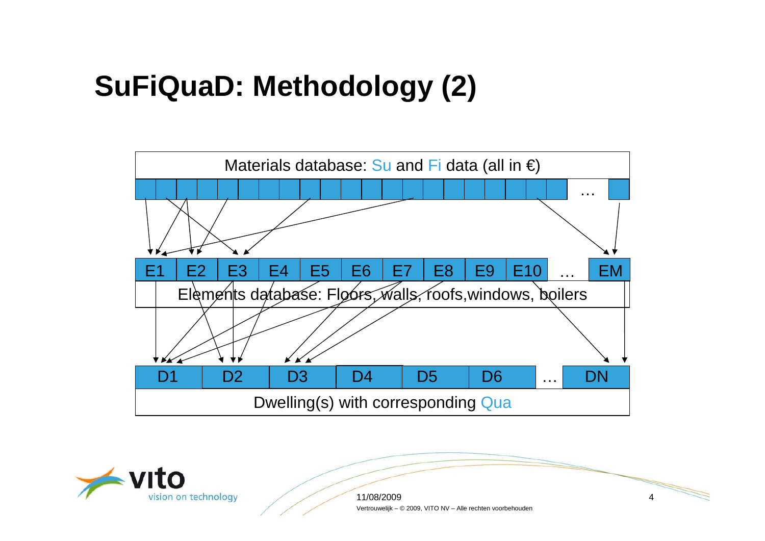# SuFiQuaD: Methodology (2)

Materials database: Su and Fi data (all in €)

…

E1 | E2 | E3 | E4 | E5 | E6 | E7 | E8 | E9 | E10 | … | EM

Elements database: Floors, walls, roofs, windows, boilers

D1 | D2 | D3 | D4 | D5 | D6 | … | DN

Dwelling(s) with corresponding Qua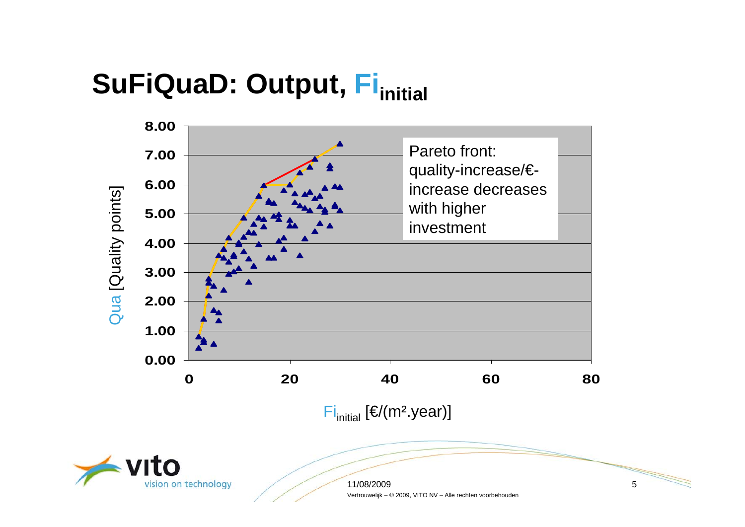# SuFiQuaD: Output, $Fi_{initial}$

Pareto front: quality-increase/€-increase decreases with higher investment

Qua [Quality points]

$Fi_{initial}$ [€/(m².year)]

| | |
|---|---|
| 8.00 | |
| 7.00 | |
| 6.00 | |
| 5.00 | |
| 4.00 | |
| 3.00 | |
| 2.00 | |
| 1.00 | |
| 0.00 | |

0 20 40 60 80

vito
vision on technology

11/08/2009

Vertrouwelijk – © 2009, VITO NV – Alle rechten voorbehouden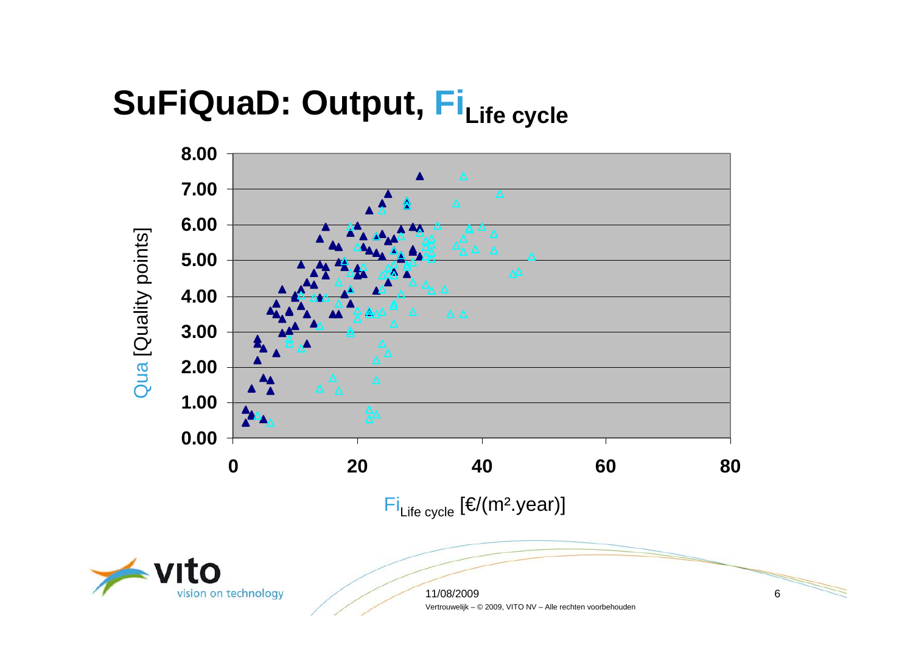# SuFiQuaD: Output, $Fi_{Life\ cycle}$

Qua [Quality points]

8.00
7.00
6.00
5.00
4.00
3.00
2.00
1.00
0.00

0 20 40 60 80

$Fi_{Life\ cycle}$ [€/(m².year)]

11/08/2009

Vertrouwelijk – © 2009, VITO NV – Alle rechten voorbehouden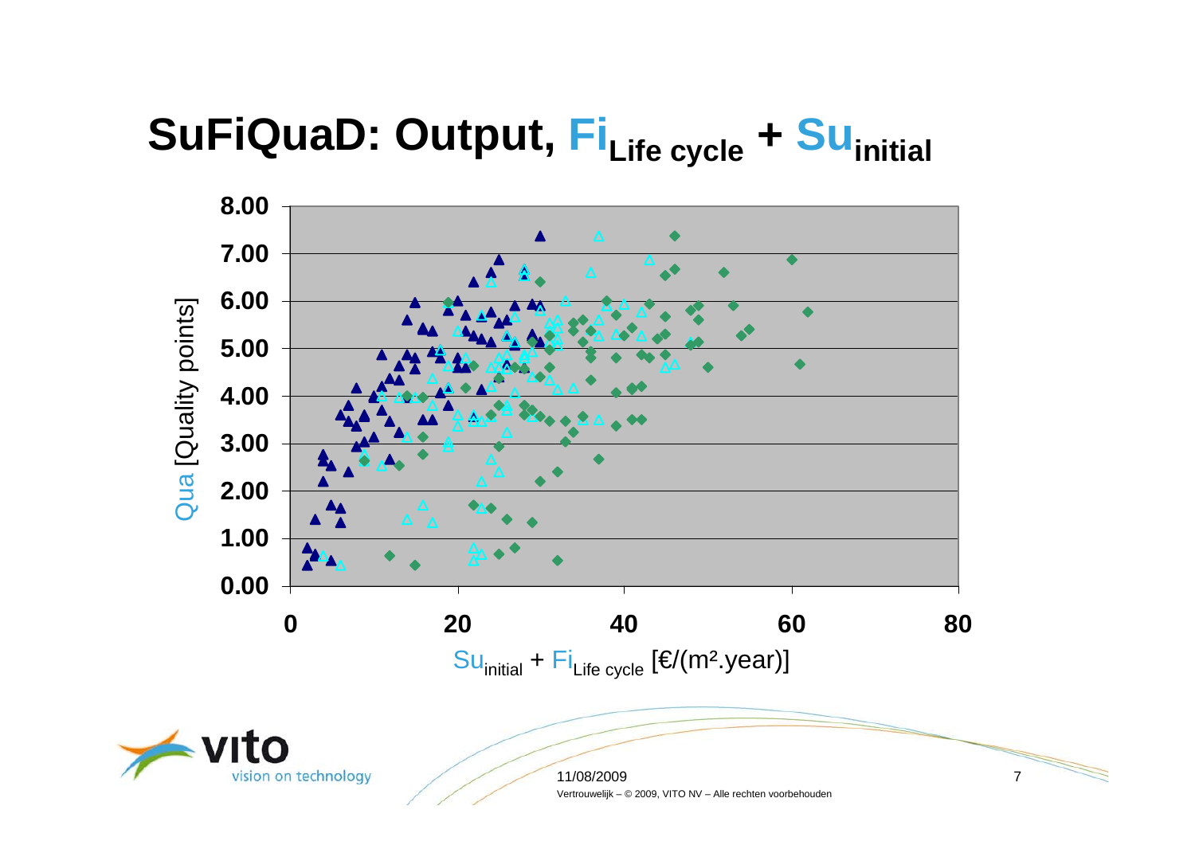# SuFiQuaD: Output, $Fi_{Life\ cycle}$ + $Su_{initial}$

Qua [Quality points]

8.00
7.00
6.00
5.00
4.00
3.00
2.00
1.00
0.00

0 20 40 60 80

$Su_{initial}$ + $Fi_{Life\ cycle}$ [€/(m².year)]

11/08/2009

Vertrouwelijk – © 2009, VITO NV – Alle rechten voorbehouden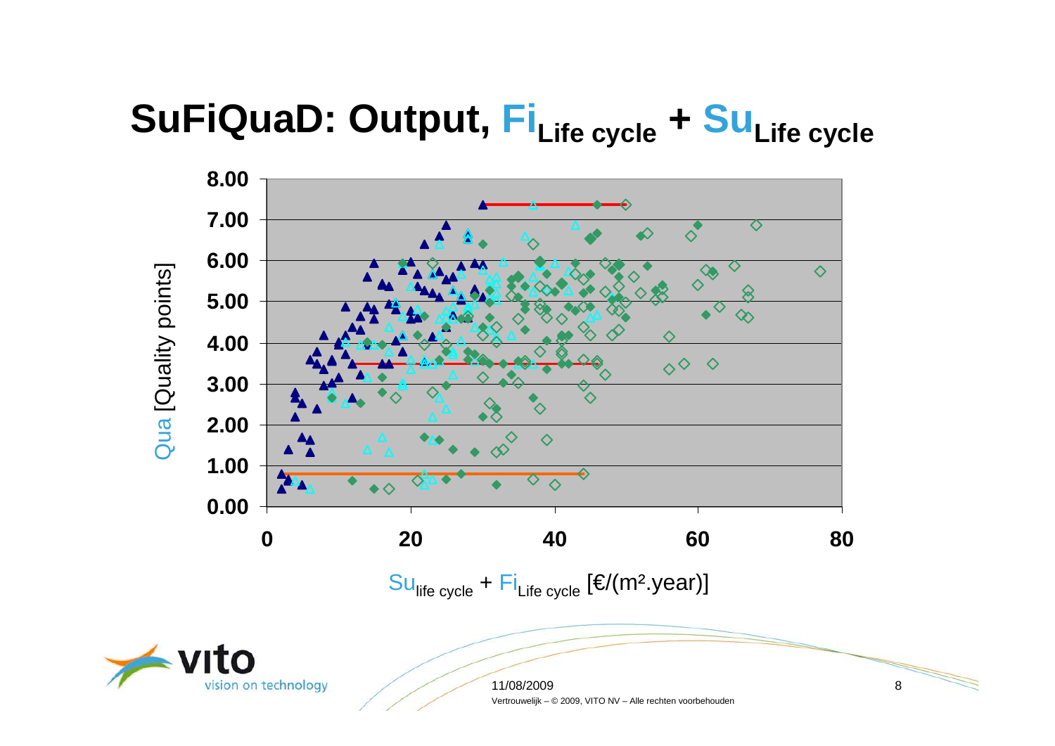# SuFiQuaD: Output, $Fi_{Life\ cycle}$ + $Su_{Life\ cycle}$

Qua [Quality points]

8.00
7.00
6.00
5.00
4.00
3.00
2.00
1.00
0.00

0 20 40 60 80

$Su_{life\ cycle}$ + $Fi_{Life\ cycle}$ [€/(m².year)]

11/08/2009

Vertrouwelijk – © 2009, VITO NV – Alle rechten voorbehouden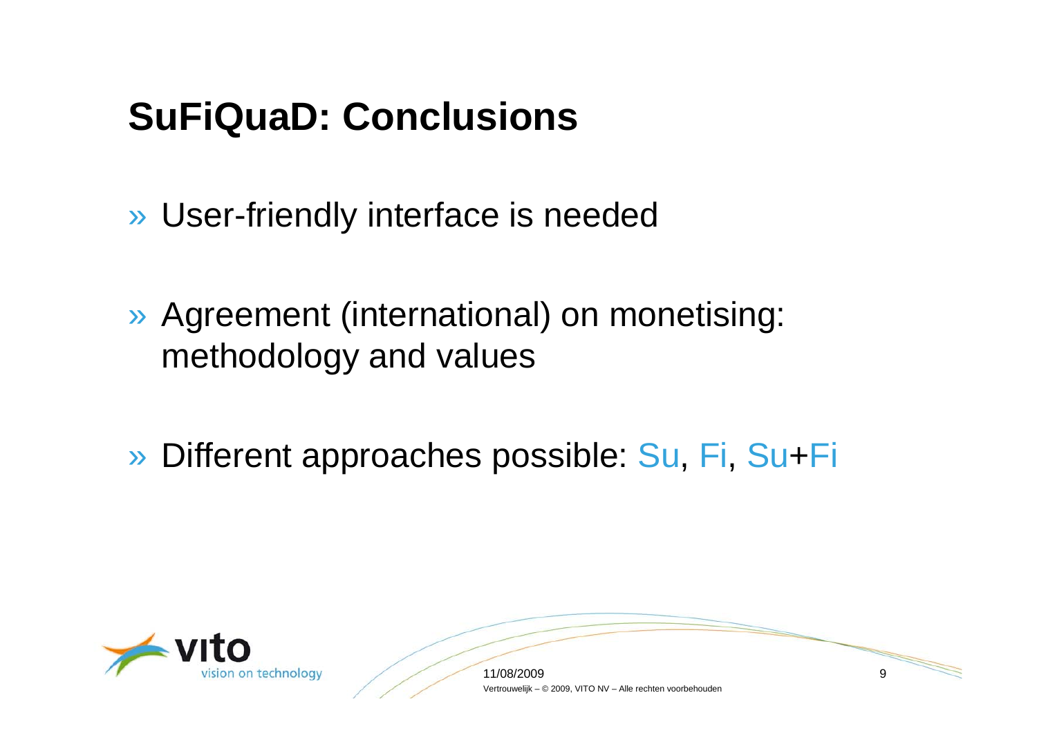# SuFiQuaD: Conclusions

- User-friendly interface is needed
- Agreement (international) on monetising: methodology and values
- Different approaches possible: Su, Fi, Su+Fi